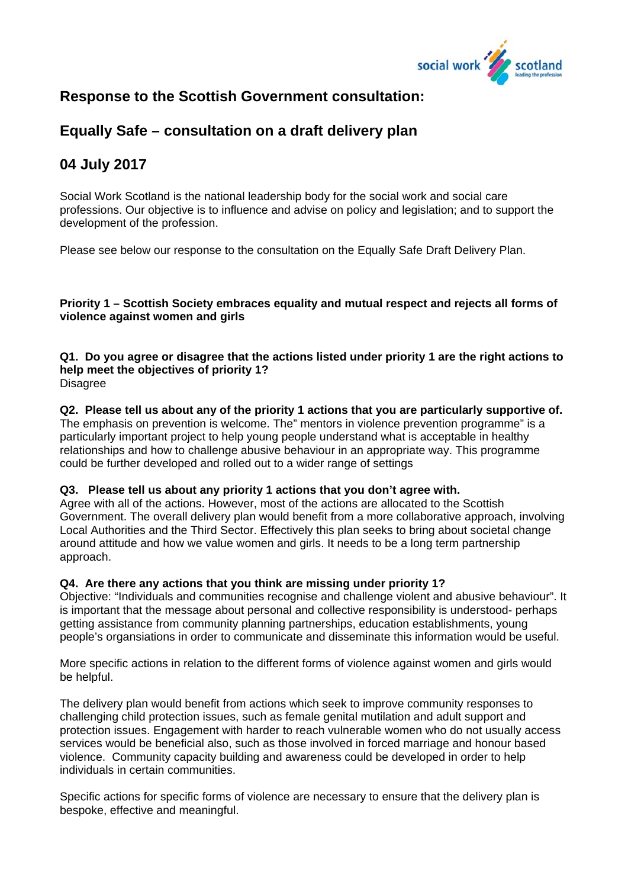## Response to the Scottish Government consultation:

## Equally Safe – consultation on a draft delivery plan

## 04 July 2017

Social Work Scotland is the national leadership body for the social work and social care professions. Our objective is to influence and advise on policy and legislation; and to support the development of the profession.

Please see below our response to the consultation on the Equally Safe Draft Delivery Plan.

**Priority 1 – Scottish Society embraces equality and mutual respect and rejects all forms of violence against women and girls**

**Q1. Do you agree or disagree that the actions listed under priority 1 are the right actions to help meet the objectives of priority 1?**
Disagree

**Q2. Please tell us about any of the priority 1 actions that you are particularly supportive of.**
The emphasis on prevention is welcome. The" mentors in violence prevention programme" is a particularly important project to help young people understand what is acceptable in healthy relationships and how to challenge abusive behaviour in an appropriate way. This programme could be further developed and rolled out to a wider range of settings

**Q3. Please tell us about any priority 1 actions that you don't agree with.**
Agree with all of the actions. However, most of the actions are allocated to the Scottish Government. The overall delivery plan would benefit from a more collaborative approach, involving Local Authorities and the Third Sector. Effectively this plan seeks to bring about societal change around attitude and how we value women and girls. It needs to be a long term partnership approach.

**Q4. Are there any actions that you think are missing under priority 1?**
Objective: "Individuals and communities recognise and challenge violent and abusive behaviour". It is important that the message about personal and collective responsibility is understood- perhaps getting assistance from community planning partnerships, education establishments, young people's organsiations in order to communicate and disseminate this information would be useful.

More specific actions in relation to the different forms of violence against women and girls would be helpful.

The delivery plan would benefit from actions which seek to improve community responses to challenging child protection issues, such as female genital mutilation and adult support and protection issues. Engagement with harder to reach vulnerable women who do not usually access services would be beneficial also, such as those involved in forced marriage and honour based violence. Community capacity building and awareness could be developed in order to help individuals in certain communities.

Specific actions for specific forms of violence are necessary to ensure that the delivery plan is bespoke, effective and meaningful.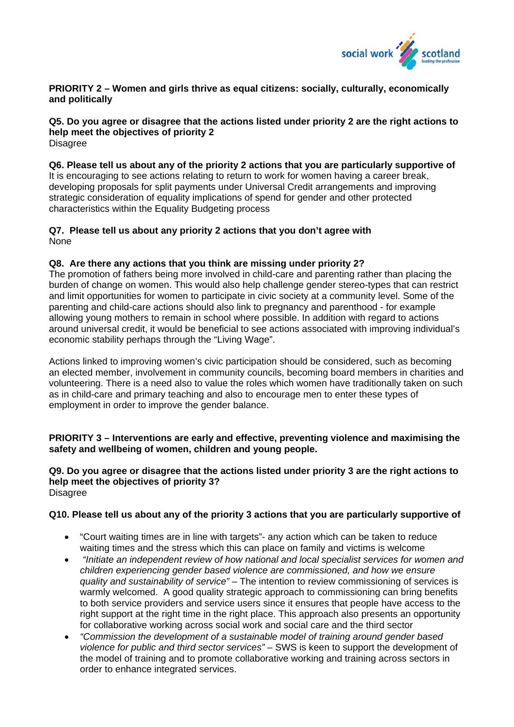**PRIORITY 2 – Women and girls thrive as equal citizens: socially, culturally, economically and politically**

**Q5. Do you agree or disagree that the actions listed under priority 2 are the right actions to help meet the objectives of priority 2**
Disagree

**Q6. Please tell us about any of the priority 2 actions that you are particularly supportive of**
It is encouraging to see actions relating to return to work for women having a career break, developing proposals for split payments under Universal Credit arrangements and improving strategic consideration of equality implications of spend for gender and other protected characteristics within the Equality Budgeting process

**Q7. Please tell us about any priority 2 actions that you don't agree with**
None

**Q8. Are there any actions that you think are missing under priority 2?**
The promotion of fathers being more involved in child-care and parenting rather than placing the burden of change on women. This would also help challenge gender stereo-types that can restrict and limit opportunities for women to participate in civic society at a community level. Some of the parenting and child-care actions should also link to pregnancy and parenthood - for example allowing young mothers to remain in school where possible. In addition with regard to actions around universal credit, it would be beneficial to see actions associated with improving individual's economic stability perhaps through the "Living Wage".

Actions linked to improving women's civic participation should be considered, such as becoming an elected member, involvement in community councils, becoming board members in charities and volunteering. There is a need also to value the roles which women have traditionally taken on such as in child-care and primary teaching and also to encourage men to enter these types of employment in order to improve the gender balance.

**PRIORITY 3 – Interventions are early and effective, preventing violence and maximising the safety and wellbeing of women, children and young people.**

**Q9. Do you agree or disagree that the actions listed under priority 3 are the right actions to help meet the objectives of priority 3?**
Disagree

**Q10. Please tell us about any of the priority 3 actions that you are particularly supportive of**

- "Court waiting times are in line with targets"- any action which can be taken to reduce waiting times and the stress which this can place on family and victims is welcome
- *"Initiate an independent review of how national and local specialist services for women and children experiencing gender based violence are commissioned, and how we ensure quality and sustainability of service"* – The intention to review commissioning of services is warmly welcomed. A good quality strategic approach to commissioning can bring benefits to both service providers and service users since it ensures that people have access to the right support at the right time in the right place. This approach also presents an opportunity for collaborative working across social work and social care and the third sector
- *"Commission the development of a sustainable model of training around gender based violence for public and third sector services"* – SWS is keen to support the development of the model of training and to promote collaborative working and training across sectors in order to enhance integrated services.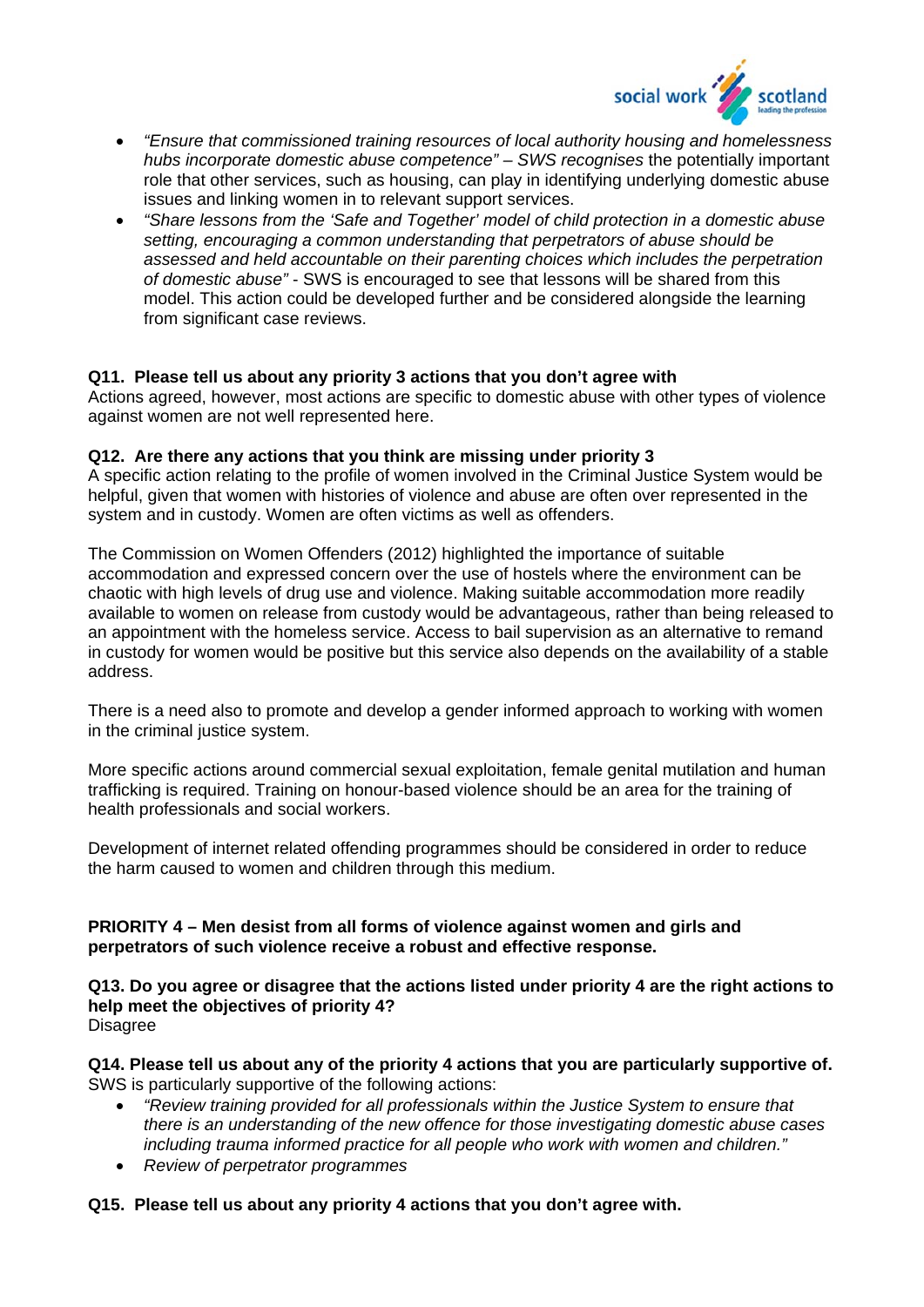- *"Ensure that commissioned training resources of local authority housing and homelessness hubs incorporate domestic abuse competence" – SWS recognises* the potentially important role that other services, such as housing, can play in identifying underlying domestic abuse issues and linking women in to relevant support services.
- *"Share lessons from the 'Safe and Together' model of child protection in a domestic abuse setting, encouraging a common understanding that perpetrators of abuse should be assessed and held accountable on their parenting choices which includes the perpetration of domestic abuse"* - SWS is encouraged to see that lessons will be shared from this model. This action could be developed further and be considered alongside the learning from significant case reviews.

**Q11. Please tell us about any priority 3 actions that you don't agree with**

Actions agreed, however, most actions are specific to domestic abuse with other types of violence against women are not well represented here.

**Q12. Are there any actions that you think are missing under priority 3**

A specific action relating to the profile of women involved in the Criminal Justice System would be helpful, given that women with histories of violence and abuse are often over represented in the system and in custody. Women are often victims as well as offenders.

The Commission on Women Offenders (2012) highlighted the importance of suitable accommodation and expressed concern over the use of hostels where the environment can be chaotic with high levels of drug use and violence. Making suitable accommodation more readily available to women on release from custody would be advantageous, rather than being released to an appointment with the homeless service. Access to bail supervision as an alternative to remand in custody for women would be positive but this service also depends on the availability of a stable address.

There is a need also to promote and develop a gender informed approach to working with women in the criminal justice system.

More specific actions around commercial sexual exploitation, female genital mutilation and human trafficking is required. Training on honour-based violence should be an area for the training of health professionals and social workers.

Development of internet related offending programmes should be considered in order to reduce the harm caused to women and children through this medium.

**PRIORITY 4 – Men desist from all forms of violence against women and girls and perpetrators of such violence receive a robust and effective response.**

**Q13. Do you agree or disagree that the actions listed under priority 4 are the right actions to help meet the objectives of priority 4?**

Disagree

**Q14. Please tell us about any of the priority 4 actions that you are particularly supportive of.**

SWS is particularly supportive of the following actions:

- *"Review training provided for all professionals within the Justice System to ensure that there is an understanding of the new offence for those investigating domestic abuse cases including trauma informed practice for all people who work with women and children."*
- *Review of perpetrator programmes*

**Q15. Please tell us about any priority 4 actions that you don't agree with.**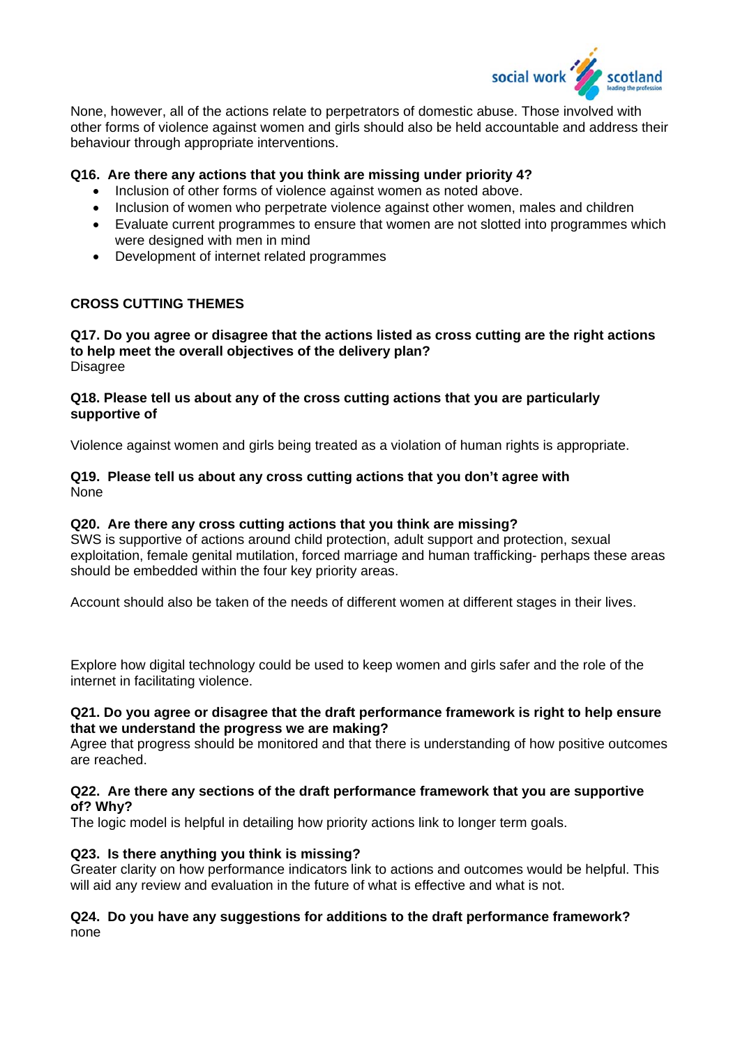None, however, all of the actions relate to perpetrators of domestic abuse. Those involved with other forms of violence against women and girls should also be held accountable and address their behaviour through appropriate interventions.

**Q16. Are there any actions that you think are missing under priority 4?**

- Inclusion of other forms of violence against women as noted above.
- Inclusion of women who perpetrate violence against other women, males and children
- Evaluate current programmes to ensure that women are not slotted into programmes which were designed with men in mind
- Development of internet related programmes

**CROSS CUTTING THEMES**

**Q17. Do you agree or disagree that the actions listed as cross cutting are the right actions to help meet the overall objectives of the delivery plan?**
Disagree

**Q18. Please tell us about any of the cross cutting actions that you are particularly supportive of**

Violence against women and girls being treated as a violation of human rights is appropriate.

**Q19. Please tell us about any cross cutting actions that you don't agree with**
None

**Q20. Are there any cross cutting actions that you think are missing?**
SWS is supportive of actions around child protection, adult support and protection, sexual exploitation, female genital mutilation, forced marriage and human trafficking- perhaps these areas should be embedded within the four key priority areas.

Account should also be taken of the needs of different women at different stages in their lives.

Explore how digital technology could be used to keep women and girls safer and the role of the internet in facilitating violence.

**Q21. Do you agree or disagree that the draft performance framework is right to help ensure that we understand the progress we are making?**
Agree that progress should be monitored and that there is understanding of how positive outcomes are reached.

**Q22. Are there any sections of the draft performance framework that you are supportive of? Why?**
The logic model is helpful in detailing how priority actions link to longer term goals.

**Q23. Is there anything you think is missing?**
Greater clarity on how performance indicators link to actions and outcomes would be helpful. This will aid any review and evaluation in the future of what is effective and what is not.

**Q24. Do you have any suggestions for additions to the draft performance framework?**
none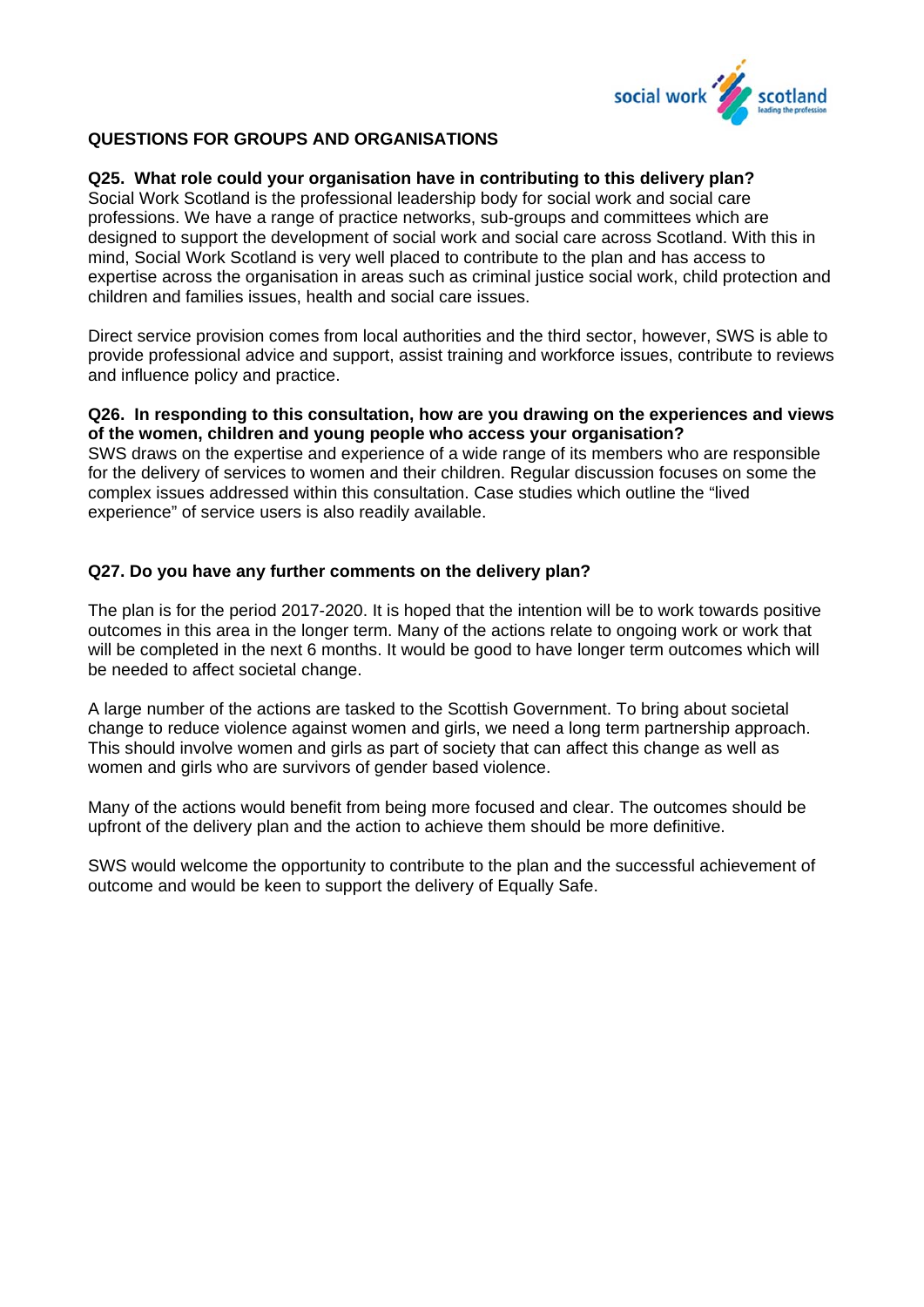## QUESTIONS FOR GROUPS AND ORGANISATIONS

**Q25. What role could your organisation have in contributing to this delivery plan?**

Social Work Scotland is the professional leadership body for social work and social care professions. We have a range of practice networks, sub-groups and committees which are designed to support the development of social work and social care across Scotland. With this in mind, Social Work Scotland is very well placed to contribute to the plan and has access to expertise across the organisation in areas such as criminal justice social work, child protection and children and families issues, health and social care issues.

Direct service provision comes from local authorities and the third sector, however, SWS is able to provide professional advice and support, assist training and workforce issues, contribute to reviews and influence policy and practice.

**Q26. In responding to this consultation, how are you drawing on the experiences and views of the women, children and young people who access your organisation?**

SWS draws on the expertise and experience of a wide range of its members who are responsible for the delivery of services to women and their children. Regular discussion focuses on some the complex issues addressed within this consultation. Case studies which outline the "lived experience" of service users is also readily available.

**Q27. Do you have any further comments on the delivery plan?**

The plan is for the period 2017-2020. It is hoped that the intention will be to work towards positive outcomes in this area in the longer term. Many of the actions relate to ongoing work or work that will be completed in the next 6 months. It would be good to have longer term outcomes which will be needed to affect societal change.

A large number of the actions are tasked to the Scottish Government. To bring about societal change to reduce violence against women and girls, we need a long term partnership approach. This should involve women and girls as part of society that can affect this change as well as women and girls who are survivors of gender based violence.

Many of the actions would benefit from being more focused and clear. The outcomes should be upfront of the delivery plan and the action to achieve them should be more definitive.

SWS would welcome the opportunity to contribute to the plan and the successful achievement of outcome and would be keen to support the delivery of Equally Safe.